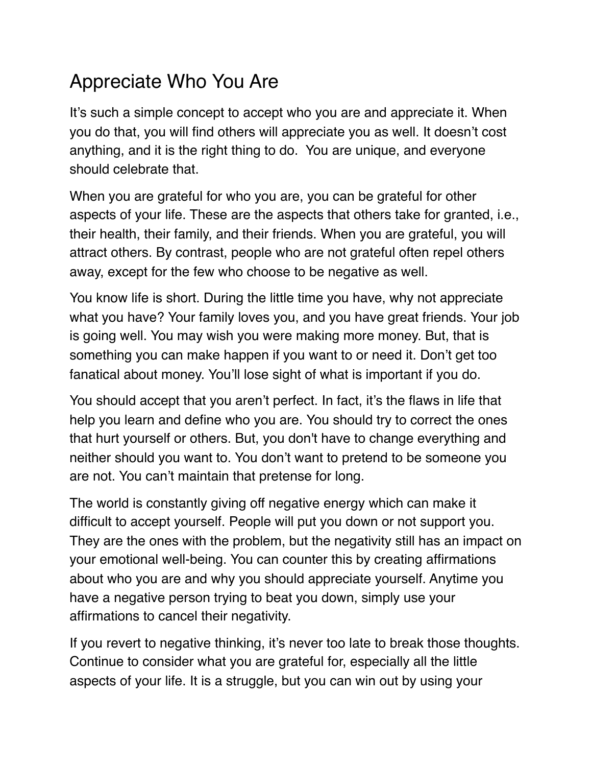# Appreciate Who You Are

It's such a simple concept to accept who you are and appreciate it. When you do that, you will find others will appreciate you as well. It doesn't cost anything, and it is the right thing to do. You are unique, and everyone should celebrate that.

When you are grateful for who you are, you can be grateful for other aspects of your life. These are the aspects that others take for granted, i.e., their health, their family, and their friends. When you are grateful, you will attract others. By contrast, people who are not grateful often repel others away, except for the few who choose to be negative as well.

You know life is short. During the little time you have, why not appreciate what you have? Your family loves you, and you have great friends. Your job is going well. You may wish you were making more money. But, that is something you can make happen if you want to or need it. Don't get too fanatical about money. You'll lose sight of what is important if you do.

You should accept that you aren't perfect. In fact, it's the flaws in life that help you learn and define who you are. You should try to correct the ones that hurt yourself or others. But, you don't have to change everything and neither should you want to. You don't want to pretend to be someone you are not. You can't maintain that pretense for long.

The world is constantly giving off negative energy which can make it difficult to accept yourself. People will put you down or not support you. They are the ones with the problem, but the negativity still has an impact on your emotional well-being. You can counter this by creating affirmations about who you are and why you should appreciate yourself. Anytime you have a negative person trying to beat you down, simply use your affirmations to cancel their negativity.

If you revert to negative thinking, it's never too late to break those thoughts. Continue to consider what you are grateful for, especially all the little aspects of your life. It is a struggle, but you can win out by using your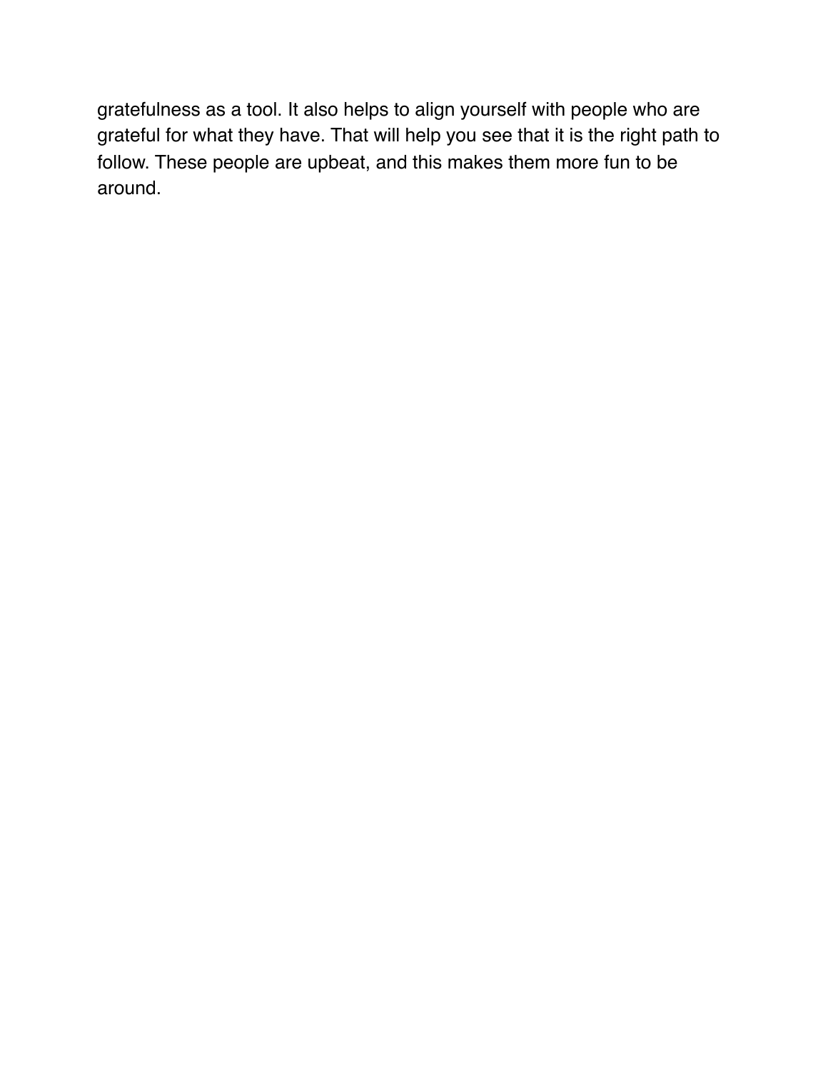gratefulness as a tool. It also helps to align yourself with people who are grateful for what they have. That will help you see that it is the right path to follow. These people are upbeat, and this makes them more fun to be around.